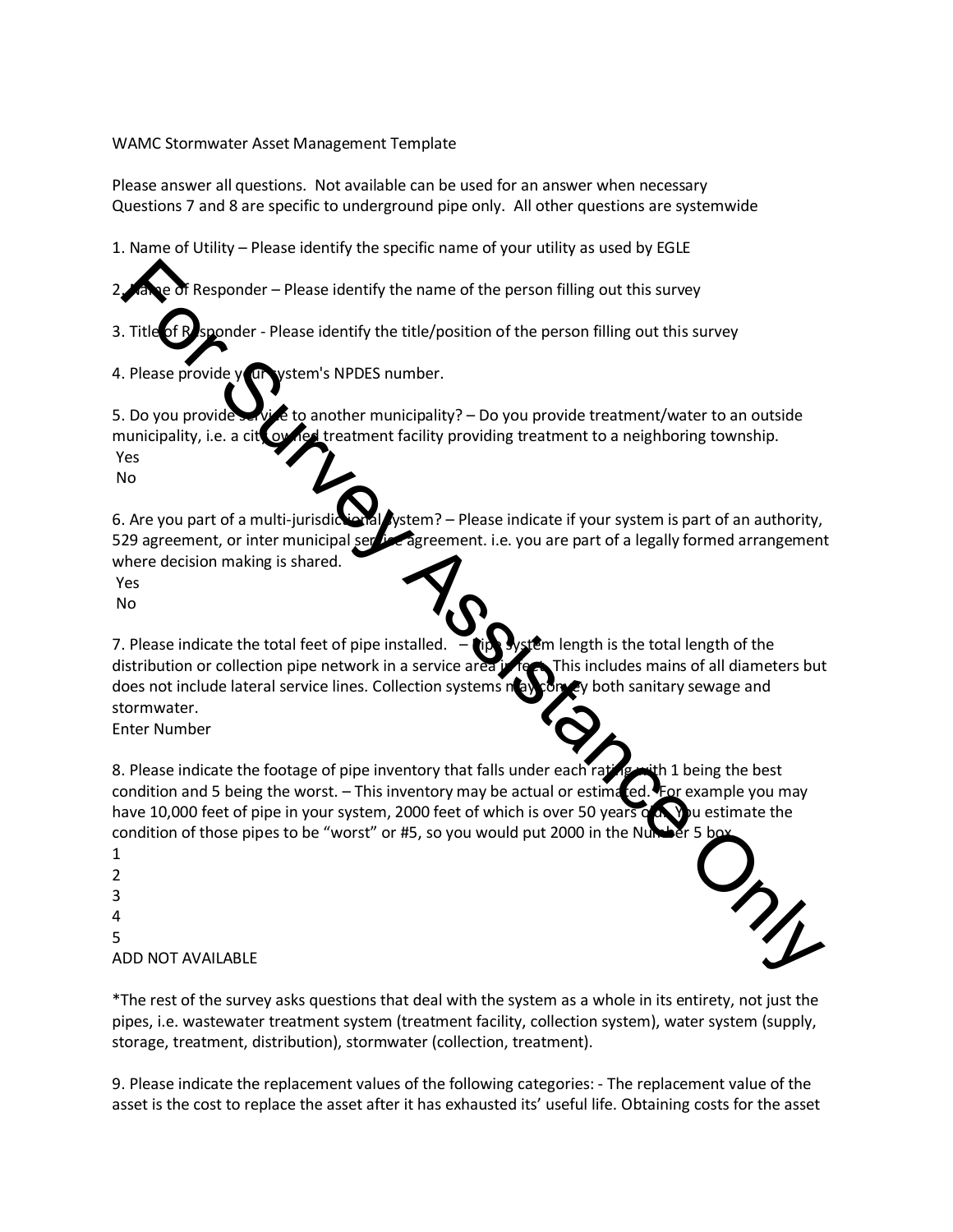WAMC Stormwater Asset Management Template

Please answer all questions. Not available can be used for an answer when necessary
Questions 7 and 8 are specific to underground pipe only. All other questions are systemwide

1. Name of Utility – Please identify the specific name of your utility as used by EGLE

2. Name of Responder – Please identify the name of the person filling out this survey

3. Title of Responder - Please identify the title/position of the person filling out this survey

4. Please provide your system's NPDES number.

5. Do you provide service to another municipality? – Do you provide treatment/water to an outside municipality, i.e. a city owned treatment facility providing treatment to a neighboring township.
 Yes
 No

6. Are you part of a multi-jurisdictional system? – Please indicate if your system is part of an authority, 529 agreement, or inter municipal service agreement. i.e. you are part of a legally formed arrangement where decision making is shared.
 Yes
 No

7. Please indicate the total feet of pipe installed. – Pipe system length is the total length of the distribution or collection pipe network in a service area in feet. This includes mains of all diameters but does not include lateral service lines. Collection systems may convey both sanitary sewage and stormwater.
Enter Number

8. Please indicate the footage of pipe inventory that falls under each rating with 1 being the best condition and 5 being the worst. – This inventory may be actual or estimated. For example you may have 10,000 feet of pipe in your system, 2000 feet of which is over 50 years old. You estimate the condition of those pipes to be "worst" or #5, so you would put 2000 in the Number 5 box.
1
2
3
4
5
ADD NOT AVAILABLE

*The rest of the survey asks questions that deal with the system as a whole in its entirety, not just the pipes, i.e. wastewater treatment system (treatment facility, collection system), water system (supply, storage, treatment, distribution), stormwater (collection, treatment).

9. Please indicate the replacement values of the following categories: - The replacement value of the asset is the cost to replace the asset after it has exhausted its' useful life. Obtaining costs for the asset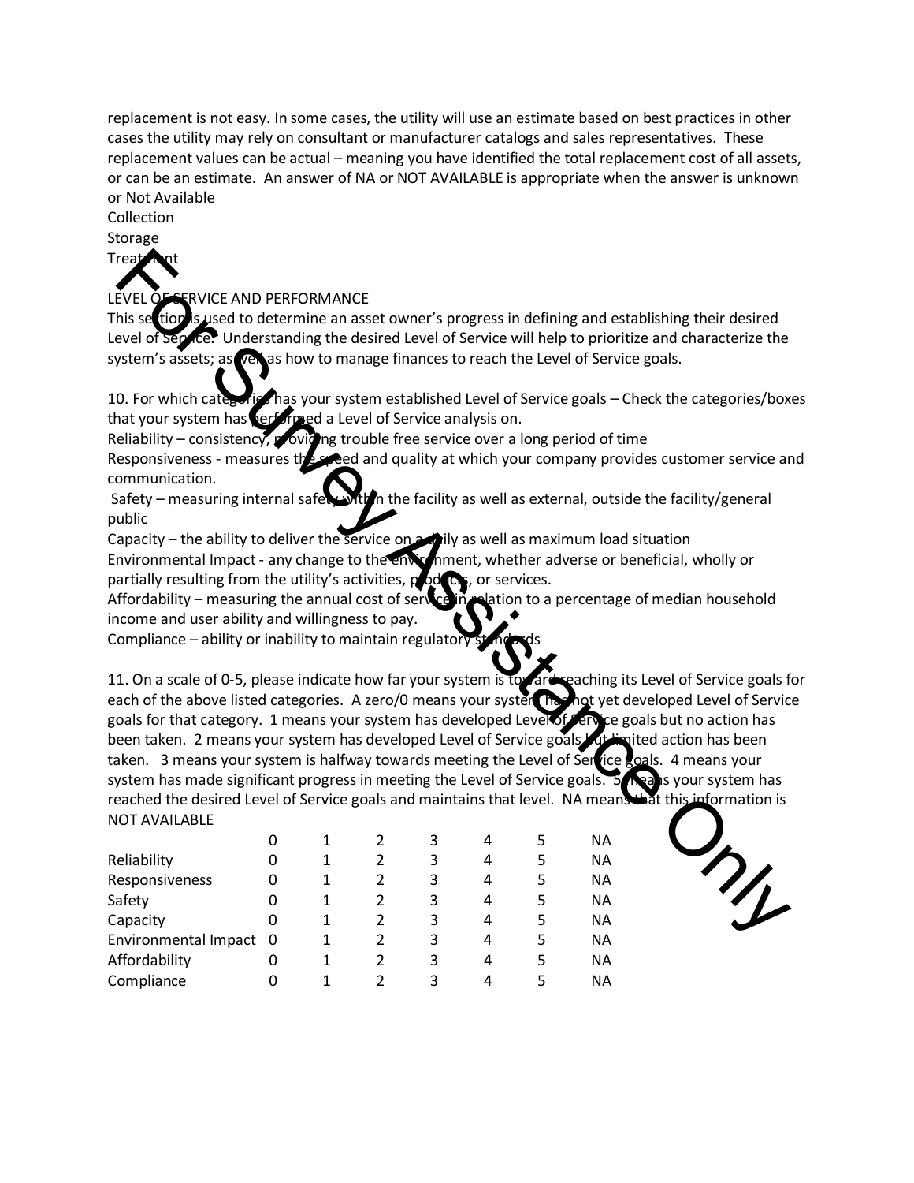replacement is not easy. In some cases, the utility will use an estimate based on best practices in other cases the utility may rely on consultant or manufacturer catalogs and sales representatives. These replacement values can be actual – meaning you have identified the total replacement cost of all assets, or can be an estimate. An answer of NA or NOT AVAILABLE is appropriate when the answer is unknown or Not Available

Collection
Storage
Treatment

LEVEL OF SERVICE AND PERFORMANCE

This section is used to determine an asset owner's progress in defining and establishing their desired Level of Service. Understanding the desired Level of Service will help to prioritize and characterize the system's assets; as well as how to manage finances to reach the Level of Service goals.

10. For which categories has your system established Level of Service goals – Check the categories/boxes that your system has performed a Level of Service analysis on.

Reliability – consistency, providing trouble free service over a long period of time
Responsiveness - measures the speed and quality at which your company provides customer service and communication.
Safety – measuring internal safety within the facility as well as external, outside the facility/general public
Capacity – the ability to deliver the service on a daily as well as maximum load situation
Environmental Impact - any change to the environment, whether adverse or beneficial, wholly or partially resulting from the utility's activities, products, or services.
Affordability – measuring the annual cost of service in relation to a percentage of median household income and user ability and willingness to pay.
Compliance – ability or inability to maintain regulatory standards

11. On a scale of 0-5, please indicate how far your system is toward reaching its Level of Service goals for each of the above listed categories. A zero/0 means your system has not yet developed Level of Service goals for that category. 1 means your system has developed Level of Service goals but no action has been taken. 2 means your system has developed Level of Service goals but limited action has been taken. 3 means your system is halfway towards meeting the Level of Service goals. 4 means your system has made significant progress in meeting the Level of Service goals. 5 means your system has reached the desired Level of Service goals and maintains that level. NA means that this information is NOT AVAILABLE

| | 0 | 1 | 2 | 3 | 4 | 5 | NA |
|---|---|---|---|---|---|---|---|
| Reliability | 0 | 1 | 2 | 3 | 4 | 5 | NA |
| Responsiveness | 0 | 1 | 2 | 3 | 4 | 5 | NA |
| Safety | 0 | 1 | 2 | 3 | 4 | 5 | NA |
| Capacity | 0 | 1 | 2 | 3 | 4 | 5 | NA |
| Environmental Impact | 0 | 1 | 2 | 3 | 4 | 5 | NA |
| Affordability | 0 | 1 | 2 | 3 | 4 | 5 | NA |
| Compliance | 0 | 1 | 2 | 3 | 4 | 5 | NA |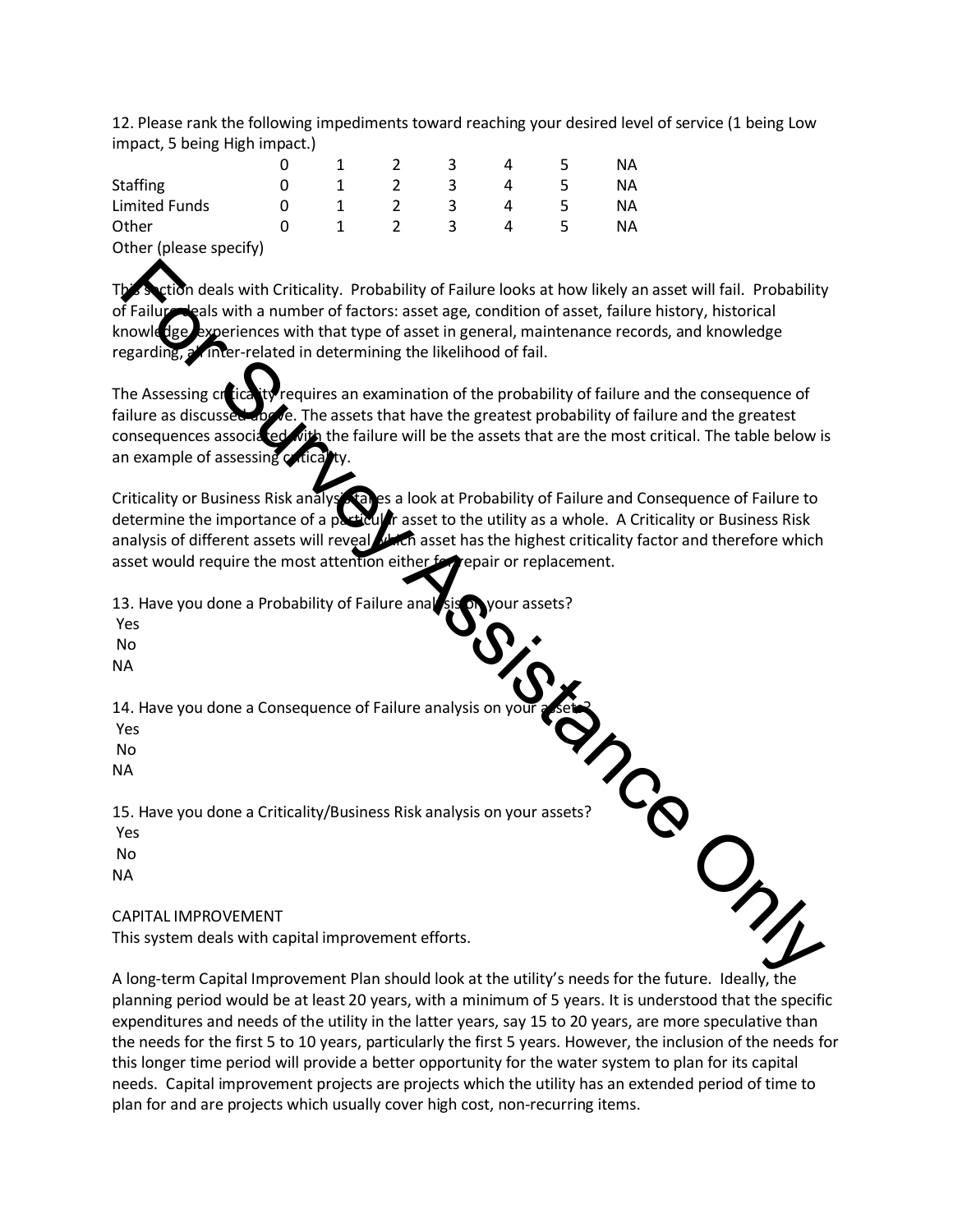12. Please rank the following impediments toward reaching your desired level of service (1 being Low impact, 5 being High impact.)

| | 0 | 1 | 2 | 3 | 4 | 5 | NA |
|---|---|---|---|---|---|---|---|
| Staffing | 0 | 1 | 2 | 3 | 4 | 5 | NA |
| Limited Funds | 0 | 1 | 2 | 3 | 4 | 5 | NA |
| Other | 0 | 1 | 2 | 3 | 4 | 5 | NA |

Other (please specify)

This section deals with Criticality. Probability of Failure looks at how likely an asset will fail. Probability of Failure deals with a number of factors: asset age, condition of asset, failure history, historical knowledge, experiences with that type of asset in general, maintenance records, and knowledge regarding, all inter-related in determining the likelihood of fail.

The Assessing criticality requires an examination of the probability of failure and the consequence of failure as discussed above. The assets that have the greatest probability of failure and the greatest consequences associated with the failure will be the assets that are the most critical. The table below is an example of assessing criticality.

Criticality or Business Risk analysis takes a look at Probability of Failure and Consequence of Failure to determine the importance of a particular asset to the utility as a whole. A Criticality or Business Risk analysis of different assets will reveal which asset has the highest criticality factor and therefore which asset would require the most attention either for repair or replacement.

13. Have you done a Probability of Failure analysis on your assets?
Yes
No
NA

14. Have you done a Consequence of Failure analysis on your assets?
Yes
No
NA

15. Have you done a Criticality/Business Risk analysis on your assets?
Yes
No
NA

CAPITAL IMPROVEMENT
This system deals with capital improvement efforts.

A long-term Capital Improvement Plan should look at the utility's needs for the future. Ideally, the planning period would be at least 20 years, with a minimum of 5 years. It is understood that the specific expenditures and needs of the utility in the latter years, say 15 to 20 years, are more speculative than the needs for the first 5 to 10 years, particularly the first 5 years. However, the inclusion of the needs for this longer time period will provide a better opportunity for the water system to plan for its capital needs. Capital improvement projects are projects which the utility has an extended period of time to plan for and are projects which usually cover high cost, non-recurring items.

For Survey Assistance Only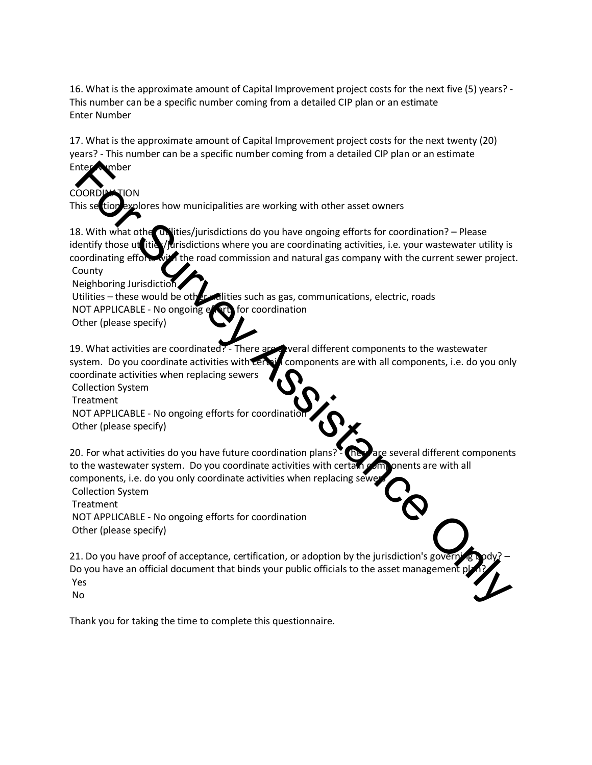16. What is the approximate amount of Capital Improvement project costs for the next five (5) years? - This number can be a specific number coming from a detailed CIP plan or an estimate
Enter Number

17. What is the approximate amount of Capital Improvement project costs for the next twenty (20) years? - This number can be a specific number coming from a detailed CIP plan or an estimate
Enter Number

COORDINATION
This section explores how municipalities are working with other asset owners

18. With what other utilities/jurisdictions do you have ongoing efforts for coordination? – Please identify those utilities/jurisdictions where you are coordinating activities, i.e. your wastewater utility is coordinating efforts with the road commission and natural gas company with the current sewer project.
- County
- Neighboring Jurisdiction
- Utilities – these would be other utilities such as gas, communications, electric, roads
- NOT APPLICABLE - No ongoing efforts for coordination
- Other (please specify)

19. What activities are coordinated? - There are several different components to the wastewater system. Do you coordinate activities with certain components are with all components, i.e. do you only coordinate activities when replacing sewers
- Collection System
- Treatment
- NOT APPLICABLE - No ongoing efforts for coordination
- Other (please specify)

20. For what activities do you have future coordination plans? - There are several different components to the wastewater system. Do you coordinate activities with certain components are with all components, i.e. do you only coordinate activities when replacing sewers
- Collection System
- Treatment
- NOT APPLICABLE - No ongoing efforts for coordination
- Other (please specify)

21. Do you have proof of acceptance, certification, or adoption by the jurisdiction's governing body? – Do you have an official document that binds your public officials to the asset management plan?
- Yes
- No

Thank you for taking the time to complete this questionnaire.